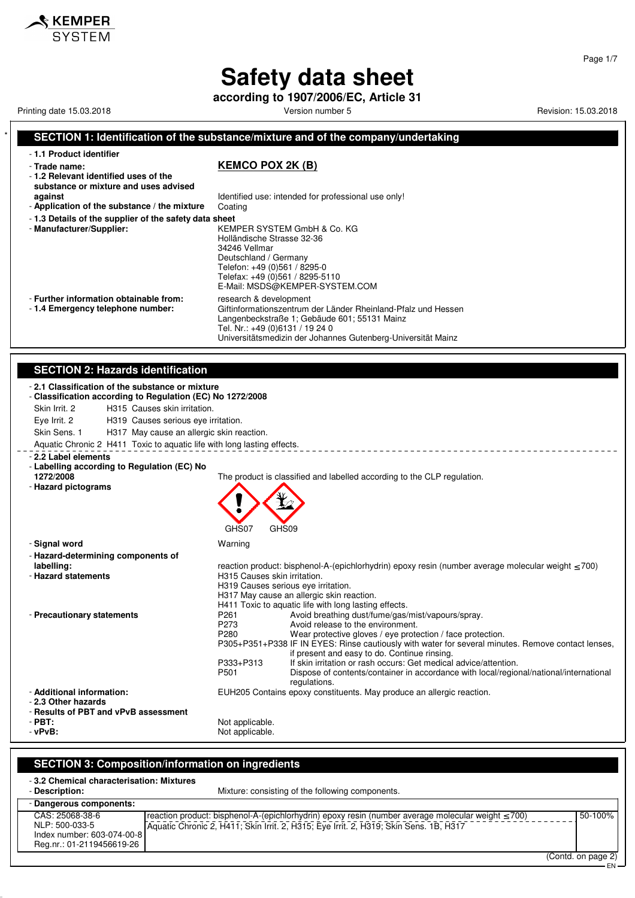# Safety data sheet

**according to 1907/2006/EC, Article 31**

Printing date 15.03.2018 | Version number 5 | Revision: 15.03.2018

## SECTION 1: Identification of the substance/mixture and of the company/undertaking

- **1.1 Product identifier**
- **Trade name:** **KEMCO POX 2K (B)**
- **1.2 Relevant identified uses of the substance or mixture and uses advised against** Identified use: intended for professional use only!
- **Application of the substance / the mixture** Coating
- **1.3 Details of the supplier of the safety data sheet**
- **Manufacturer/Supplier:**
  KEMPER SYSTEM GmbH & Co. KG
  Holländische Strasse 32-36
  34246 Vellmar
  Deutschland / Germany
  Telefon: +49 (0)561 / 8295-0
  Telefax: +49 (0)561 / 8295-5110
  E-Mail: MSDS@KEMPER-SYSTEM.COM
- **Further information obtainable from:** research & development
- **1.4 Emergency telephone number:**
  Giftinformationszentrum der Länder Rheinland-Pfalz und Hessen
  Langenbeckstraße 1; Gebäude 601; 55131 Mainz
  Tel. Nr.: +49 (0)6131 / 19 24 0
  Universitätsmedizin der Johannes Gutenberg-Universität Mainz

## SECTION 2: Hazards identification

- **2.1 Classification of the substance or mixture**
- **Classification according to Regulation (EC) No 1272/2008**

Skin Irrit. 2 H315 Causes skin irritation.

Eye Irrit. 2 H319 Causes serious eye irritation.

Skin Sens. 1 H317 May cause an allergic skin reaction.

Aquatic Chronic 2 H411 Toxic to aquatic life with long lasting effects.

- **2.2 Label elements**
- **Labelling according to Regulation (EC) No 1272/2008** The product is classified and labelled according to the CLP regulation.
- **Hazard pictograms**

GHS07 GHS09

- **Signal word** Warning
- **Hazard-determining components of labelling:** reaction product: bisphenol-A-(epichlorhydrin) epoxy resin (number average molecular weight ≤700)
- **Hazard statements**
  H315 Causes skin irritation.
  H319 Causes serious eye irritation.
  H317 May cause an allergic skin reaction.
  H411 Toxic to aquatic life with long lasting effects.
- **Precautionary statements**
  P261 Avoid breathing dust/fume/gas/mist/vapours/spray.
  P273 Avoid release to the environment.
  P280 Wear protective gloves / eye protection / face protection.
  P305+P351+P338 IF IN EYES: Rinse cautiously with water for several minutes. Remove contact lenses, if present and easy to do. Continue rinsing.
  P333+P313 If skin irritation or rash occurs: Get medical advice/attention.
  P501 Dispose of contents/container in accordance with local/regional/national/international regulations.
- **Additional information:** EUH205 Contains epoxy constituents. May produce an allergic reaction.
- **2.3 Other hazards**
- **Results of PBT and vPvB assessment**
- **PBT:** Not applicable.
- **vPvB:** Not applicable.

## SECTION 3: Composition/information on ingredients

- **3.2 Chemical characterisation: Mixtures**
- **Description:** Mixture: consisting of the following components.
- **Dangerous components:**

| | | |
|---|---|---|
| CAS: 25068-38-6<br>NLP: 500-033-5<br>Index number: 603-074-00-8<br>Reg.nr.: 01-2119456619-26 | reaction product: bisphenol-A-(epichlorhydrin) epoxy resin (number average molecular weight ≤700)<br>Aquatic Chronic 2, H411; Skin Irrit. 2, H315; Eye Irrit. 2, H319; Skin Sens. 1B, H317 | 50-100% |

(Contd. on page 2)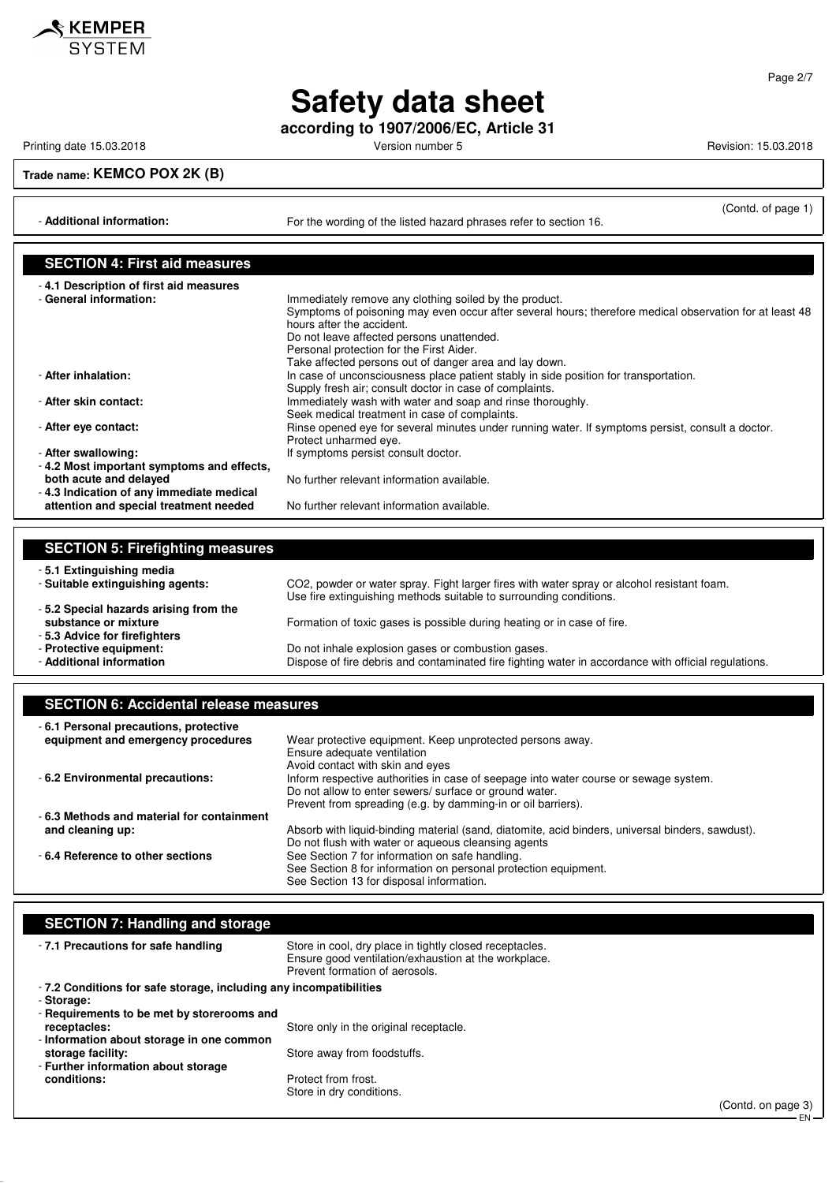**Trade name: KEMCO POX 2K (B)**

(Contd. of page 1)

- **Additional information:** For the wording of the listed hazard phrases refer to section 16.

## SECTION 4: First aid measures

- **4.1 Description of first aid measures**
- **General information:** Immediately remove any clothing soiled by the product.
  Symptoms of poisoning may even occur after several hours; therefore medical observation for at least 48 hours after the accident.
  Do not leave affected persons unattended.
  Personal protection for the First Aider.
  Take affected persons out of danger area and lay down.
- **After inhalation:** In case of unconsciousness place patient stably in side position for transportation.
  Supply fresh air; consult doctor in case of complaints.
- **After skin contact:** Immediately wash with water and soap and rinse thoroughly.
  Seek medical treatment in case of complaints.
- **After eye contact:** Rinse opened eye for several minutes under running water. If symptoms persist, consult a doctor.
  Protect unharmed eye.
- **After swallowing:** If symptoms persist consult doctor.
- **4.2 Most important symptoms and effects, both acute and delayed** No further relevant information available.
- **4.3 Indication of any immediate medical attention and special treatment needed** No further relevant information available.

## SECTION 5: Firefighting measures

- **5.1 Extinguishing media**
- **Suitable extinguishing agents:** $CO_2$, powder or water spray. Fight larger fires with water spray or alcohol resistant foam.
  Use fire extinguishing methods suitable to surrounding conditions.
- **5.2 Special hazards arising from the substance or mixture** Formation of toxic gases is possible during heating or in case of fire.
- **5.3 Advice for firefighters**
- **Protective equipment:** Do not inhale explosion gases or combustion gases.
- **Additional information** Dispose of fire debris and contaminated fire fighting water in accordance with official regulations.

## SECTION 6: Accidental release measures

- **6.1 Personal precautions, protective equipment and emergency procedures** Wear protective equipment. Keep unprotected persons away.
  Ensure adequate ventilation
  Avoid contact with skin and eyes
- **6.2 Environmental precautions:** Inform respective authorities in case of seepage into water course or sewage system.
  Do not allow to enter sewers/ surface or ground water.
  Prevent from spreading (e.g. by damming-in or oil barriers).
- **6.3 Methods and material for containment and cleaning up:** Absorb with liquid-binding material (sand, diatomite, acid binders, universal binders, sawdust).
  Do not flush with water or aqueous cleansing agents
- **6.4 Reference to other sections** See Section 7 for information on safe handling.
  See Section 8 for information on personal protection equipment.
  See Section 13 for disposal information.

## SECTION 7: Handling and storage

- **7.1 Precautions for safe handling** Store in cool, dry place in tightly closed receptacles.
  Ensure good ventilation/exhaustion at the workplace.
  Prevent formation of aerosols.
- **7.2 Conditions for safe storage, including any incompatibilities**
- **Storage:**
- **Requirements to be met by storerooms and receptacles:** Store only in the original receptacle.
- **Information about storage in one common storage facility:** Store away from foodstuffs.
- **Further information about storage conditions:** Protect from frost.
  Store in dry conditions.

(Contd. on page 3)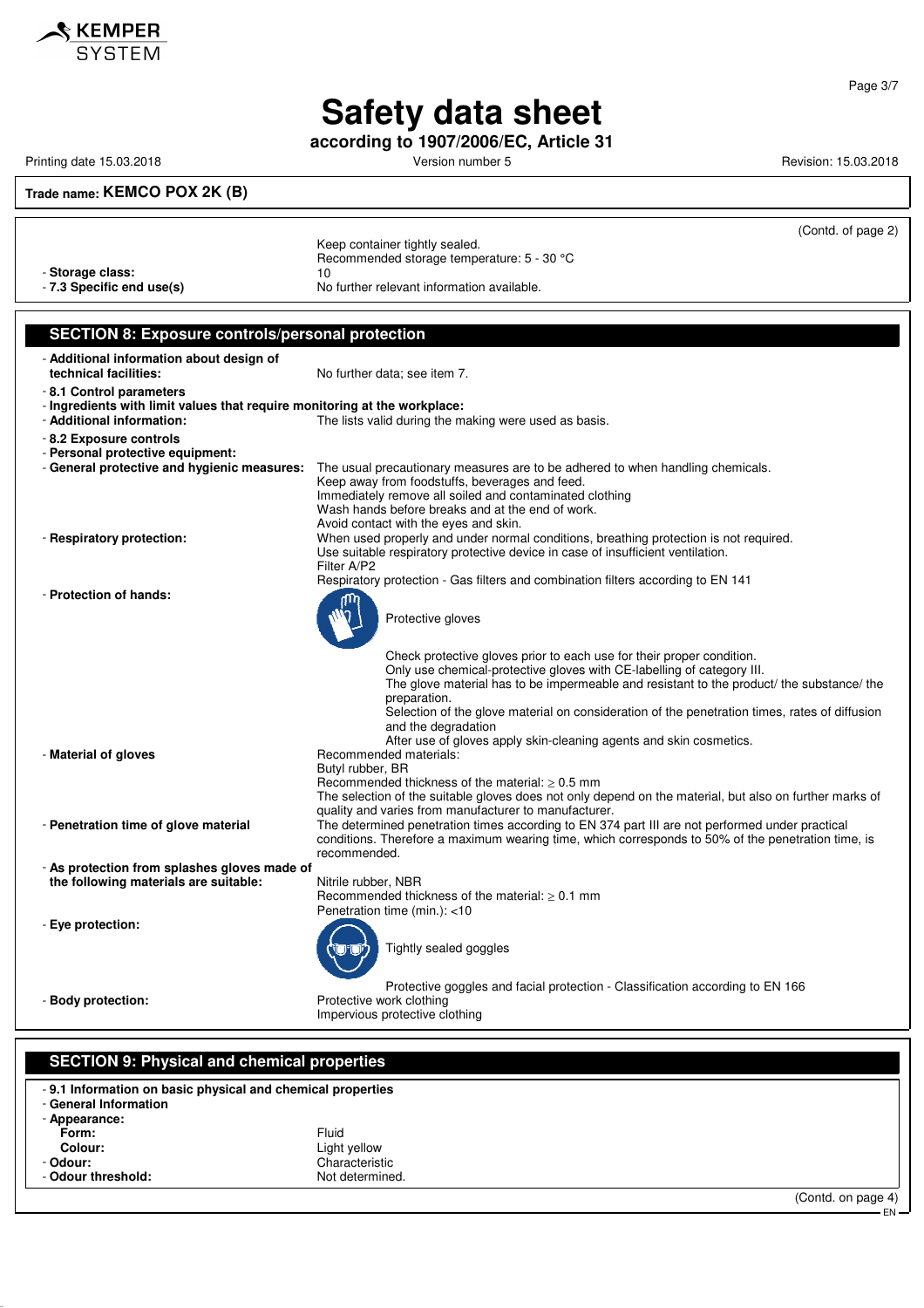(Contd. of page 2)

Keep container tightly sealed.
Recommended storage temperature: 5 - 30 °C

- **Storage class:** 10
- **7.3 Specific end use(s)** No further relevant information available.

## SECTION 8: Exposure controls/personal protection

- **Additional information about design of technical facilities:** No further data; see item 7.
- **8.1 Control parameters**
- **Ingredients with limit values that require monitoring at the workplace:**
- **Additional information:** The lists valid during the making were used as basis.
- **8.2 Exposure controls**
- **Personal protective equipment:**
- **General protective and hygienic measures:** The usual precautionary measures are to be adhered to when handling chemicals.
  Keep away from foodstuffs, beverages and feed.
  Immediately remove all soiled and contaminated clothing
  Wash hands before breaks and at the end of work.
  Avoid contact with the eyes and skin.
- **Respiratory protection:** When used properly and under normal conditions, breathing protection is not required.
  Use suitable respiratory protective device in case of insufficient ventilation.
  Filter A/P2
  Respiratory protection - Gas filters and combination filters according to EN 141
- **Protection of hands:**
  Protective gloves
  Check protective gloves prior to each use for their proper condition.
  Only use chemical-protective gloves with CE-labelling of category III.
  The glove material has to be impermeable and resistant to the product/ the substance/ the preparation.
  Selection of the glove material on consideration of the penetration times, rates of diffusion and the degradation
  After use of gloves apply skin-cleaning agents and skin cosmetics.
- **Material of gloves** Recommended materials:
  Butyl rubber, BR
  Recommended thickness of the material: ≥ 0.5 mm
  The selection of the suitable gloves does not only depend on the material, but also on further marks of quality and varies from manufacturer to manufacturer.
- **Penetration time of glove material** The determined penetration times according to EN 374 part III are not performed under practical conditions. Therefore a maximum wearing time, which corresponds to 50% of the penetration time, is recommended.
- **As protection from splashes gloves made of the following materials are suitable:** Nitrile rubber, NBR
  Recommended thickness of the material: ≥ 0.1 mm
  Penetration time (min.): <10
- **Eye protection:**
  Tightly sealed goggles
  Protective goggles and facial protection - Classification according to EN 166
- **Body protection:** Protective work clothing
  Impervious protective clothing

## SECTION 9: Physical and chemical properties

- **9.1 Information on basic physical and chemical properties**
- **General Information**
- **Appearance:**
  - **Form:** Fluid
  - **Colour:** Light yellow
- **Odour:** Characteristic
- **Odour threshold:** Not determined.

(Contd. on page 4)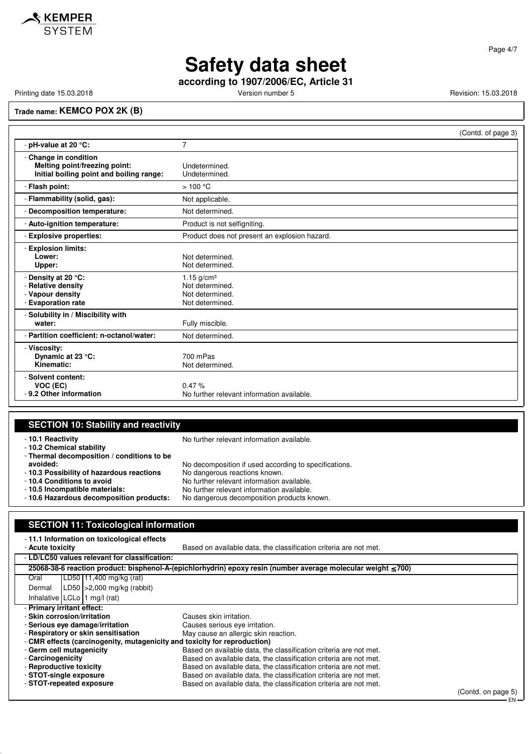# Safety data sheet

**according to 1907/2006/EC, Article 31**

Printing date 15.03.2018 | Version number 5 | Revision: 15.03.2018

**Trade name: KEMCO POX 2K (B)**

(Contd. of page 3)

| | |
|---|---|
| - **pH-value at 20 °C:** | 7 |
| - **Change in condition** | |
| **Melting point/freezing point:** | Undetermined. |
| **Initial boiling point and boiling range:** | Undetermined. |
| - **Flash point:** | > 100 °C |
| - **Flammability (solid, gas):** | Not applicable. |
| - **Decomposition temperature:** | Not determined. |
| - **Auto-ignition temperature:** | Product is not selfigniting. |
| - **Explosive properties:** | Product does not present an explosion hazard. |
| - **Explosion limits:** | |
| **Lower:** | Not determined. |
| **Upper:** | Not determined. |
| - **Density at 20 °C:** | 1.15 g/cm³ |
| - **Relative density** | Not determined. |
| - **Vapour density** | Not determined. |
| - **Evaporation rate** | Not determined. |
| - **Solubility in / Miscibility with** | |
| **water:** | Fully miscible. |
| - **Partition coefficient: n-octanol/water:** | Not determined. |
| - **Viscosity:** | |
| **Dynamic at 23 °C:** | 700 mPas |
| **Kinematic:** | Not determined. |
| - **Solvent content:** | |
| **VOC (EC)** | 0.47 % |
| - **9.2 Other information** | No further relevant information available. |

## SECTION 10: Stability and reactivity

- **10.1 Reactivity** No further relevant information available.
- **10.2 Chemical stability**
- **Thermal decomposition / conditions to be avoided:** No decomposition if used according to specifications.
- **10.3 Possibility of hazardous reactions** No dangerous reactions known.
- **10.4 Conditions to avoid** No further relevant information available.
- **10.5 Incompatible materials:** No further relevant information available.
- **10.6 Hazardous decomposition products:** No dangerous decomposition products known.

## SECTION 11: Toxicological information

- **11.1 Information on toxicological effects**
- **Acute toxicity** Based on available data, the classification criteria are not met.
- **LD/LC50 values relevant for classification:**

| **25068-38-6 reaction product: bisphenol-A-(epichlorhydrin) epoxy resin (number average molecular weight ≤700)** | | |
|---|---|---|
| Oral | LD50 | 11,400 mg/kg (rat) |
| Dermal | LD50 | >2,000 mg/kg (rabbit) |
| Inhalative | LCLo | 1 mg/l (rat) |

- **Primary irritant effect:**
- **Skin corrosion/irritation** Causes skin irritation.
- **Serious eye damage/irritation** Causes serious eye irritation.
- **Respiratory or skin sensitisation** May cause an allergic skin reaction.
- **CMR effects (carcinogenity, mutagenicity and toxicity for reproduction)**
- **Germ cell mutagenicity** Based on available data, the classification criteria are not met.
- **Carcinogenicity** Based on available data, the classification criteria are not met.
- **Reproductive toxicity** Based on available data, the classification criteria are not met.
- **STOT-single exposure** Based on available data, the classification criteria are not met.
- **STOT-repeated exposure** Based on available data, the classification criteria are not met.

(Contd. on page 5)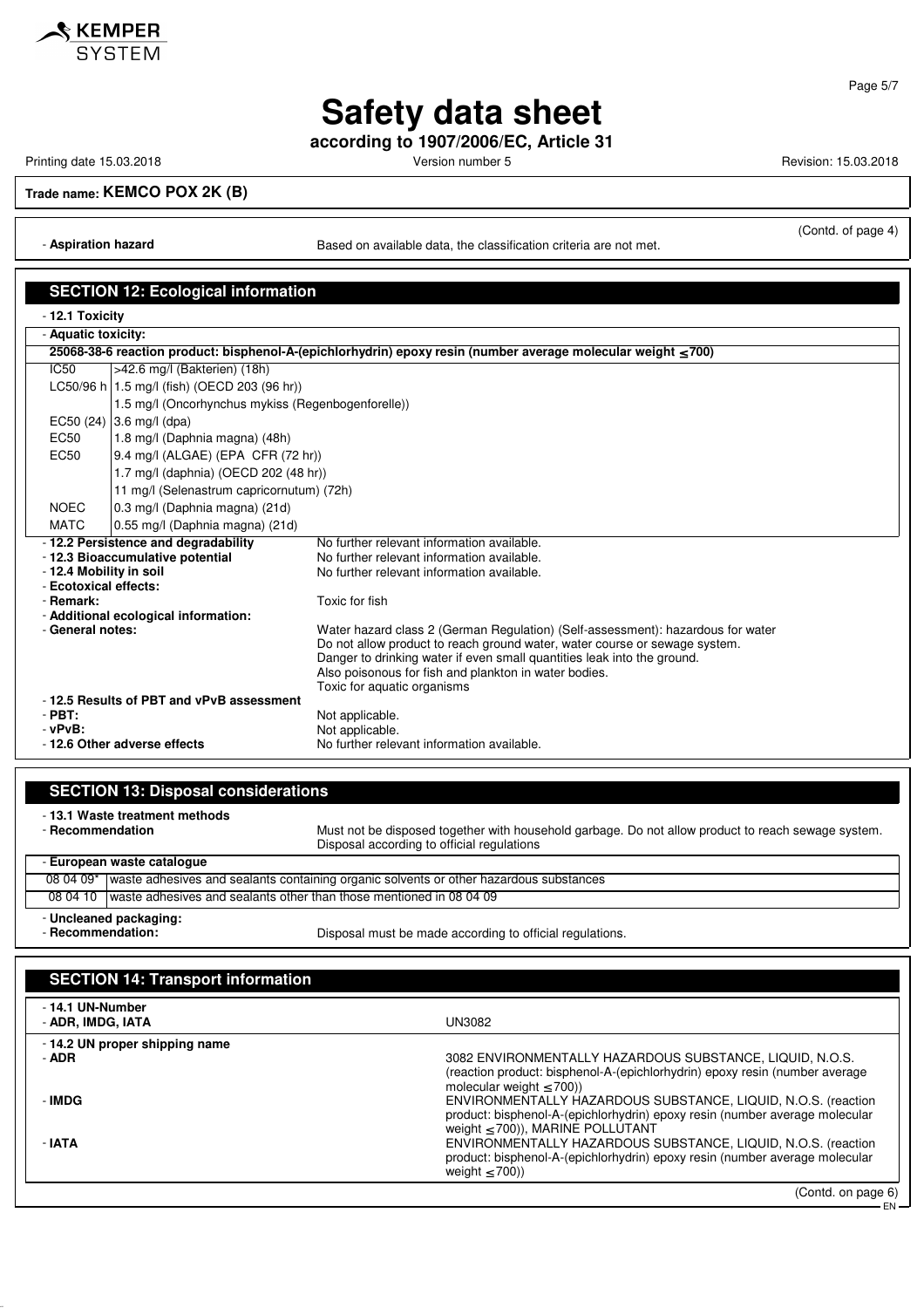(Contd. of page 4)

- **Aspiration hazard** Based on available data, the classification criteria are not met.

## SECTION 12: Ecological information

- **12.1 Toxicity**
- **Aquatic toxicity:**

| 25068-38-6 reaction product: bisphenol-A-(epichlorhydrin) epoxy resin (number average molecular weight ≤700) | |
|---|---|
| IC50 | >42.6 mg/l (Bakterien) (18h) |
| LC50/96 h | 1.5 mg/l (fish) (OECD 203 (96 hr)) |
| | 1.5 mg/l (Oncorhynchus mykiss (Regenbogenforelle)) |
| EC50 (24) | 3.6 mg/l (dpa) |
| EC50 | 1.8 mg/l (Daphnia magna) (48h) |
| EC50 | 9.4 mg/l (ALGAE) (EPA CFR (72 hr)) |
| | 1.7 mg/l (daphnia) (OECD 202 (48 hr)) |
| | 11 mg/l (Selenastrum capricornutum) (72h) |
| NOEC | 0.3 mg/l (Daphnia magna) (21d) |
| MATC | 0.55 mg/l (Daphnia magna) (21d) |

- **12.2 Persistence and degradability** No further relevant information available.
- **12.3 Bioaccumulative potential** No further relevant information available.
- **12.4 Mobility in soil** No further relevant information available.
- **Ecotoxical effects:**
- **Remark:** Toxic for fish
- **Additional ecological information:**
- **General notes:** Water hazard class 2 (German Regulation) (Self-assessment): hazardous for water
  Do not allow product to reach ground water, water course or sewage system.
  Danger to drinking water if even small quantities leak into the ground.
  Also poisonous for fish and plankton in water bodies.
  Toxic for aquatic organisms
- **12.5 Results of PBT and vPvB assessment**
- **PBT:** Not applicable.
- **vPvB:** Not applicable.
- **12.6 Other adverse effects** No further relevant information available.

## SECTION 13: Disposal considerations

- **13.1 Waste treatment methods**
- **Recommendation** Must not be disposed together with household garbage. Do not allow product to reach sewage system. Disposal according to official regulations

| - European waste catalogue | |
|---|---|
| 08 04 09* | waste adhesives and sealants containing organic solvents or other hazardous substances |
| 08 04 10 | waste adhesives and sealants other than those mentioned in 08 04 09 |

- **Uncleaned packaging:**
- **Recommendation:** Disposal must be made according to official regulations.

## SECTION 14: Transport information

- **14.1 UN-Number**
- **ADR, IMDG, IATA** UN3082

- **14.2 UN proper shipping name**
- **ADR** 3082 ENVIRONMENTALLY HAZARDOUS SUBSTANCE, LIQUID, N.O.S. (reaction product: bisphenol-A-(epichlorhydrin) epoxy resin (number average molecular weight ≤700))
- **IMDG** ENVIRONMENTALLY HAZARDOUS SUBSTANCE, LIQUID, N.O.S. (reaction product: bisphenol-A-(epichlorhydrin) epoxy resin (number average molecular weight ≤700)), MARINE POLLUTANT
- **IATA** ENVIRONMENTALLY HAZARDOUS SUBSTANCE, LIQUID, N.O.S. (reaction product: bisphenol-A-(epichlorhydrin) epoxy resin (number average molecular weight ≤700))

(Contd. on page 6)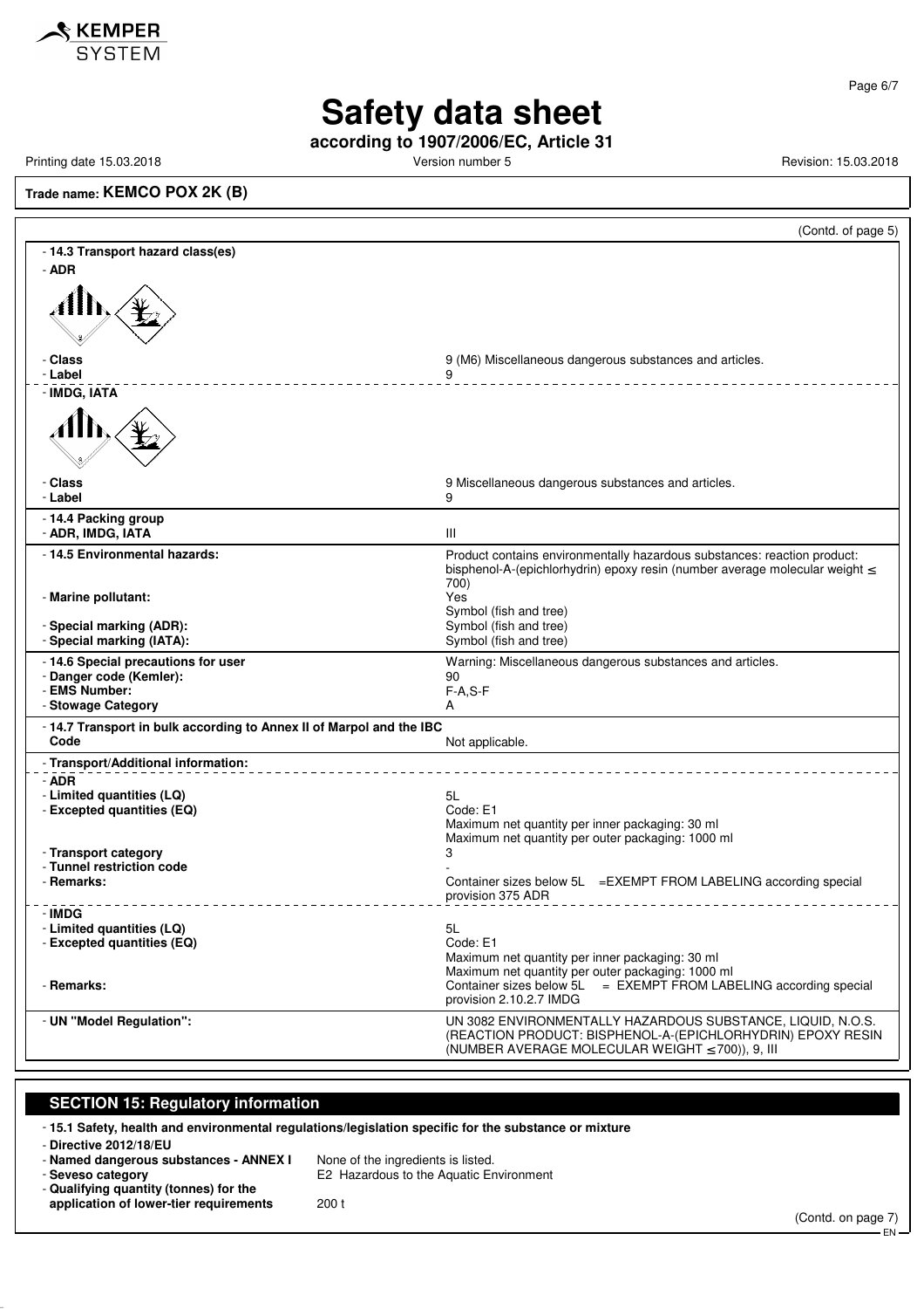# Safety data sheet

**according to 1907/2006/EC, Article 31**

Printing date 15.03.2018 — Version number 5 — Revision: 15.03.2018

**Trade name: KEMCO POX 2K (B)**

(Contd. of page 5)

- **14.3 Transport hazard class(es)**
- **ADR**

| | |
|---|---|
| - **Class** | 9 (M6) Miscellaneous dangerous substances and articles. |
| - **Label** | 9 |

- **IMDG, IATA**

| | |
|---|---|
| - **Class** | 9 Miscellaneous dangerous substances and articles. |
| - **Label** | 9 |

| | |
|---|---|
| - **14.4 Packing group** | |
| - **ADR, IMDG, IATA** | III |
| - **14.5 Environmental hazards:** | Product contains environmentally hazardous substances: reaction product: bisphenol-A-(epichlorhydrin) epoxy resin (number average molecular weight ≤ 700) |
| - **Marine pollutant:** | Yes<br>Symbol (fish and tree) |
| - **Special marking (ADR):** | Symbol (fish and tree) |
| - **Special marking (IATA):** | Symbol (fish and tree) |
| - **14.6 Special precautions for user** | Warning: Miscellaneous dangerous substances and articles. |
| - **Danger code (Kemler):** | 90 |
| - **EMS Number:** | F-A,S-F |
| - **Stowage Category** | A |
| - **14.7 Transport in bulk according to Annex II of Marpol and the IBC Code** | Not applicable. |
| - **Transport/Additional information:** | |
| - **ADR** | |
| - **Limited quantities (LQ)** | 5L |
| - **Excepted quantities (EQ)** | Code: E1<br>Maximum net quantity per inner packaging: 30 ml<br>Maximum net quantity per outer packaging: 1000 ml |
| - **Transport category** | 3 |
| - **Tunnel restriction code** | - |
| - **Remarks:** | Container sizes below 5L =EXEMPT FROM LABELING according special provision 375 ADR |
| - **IMDG** | |
| - **Limited quantities (LQ)** | 5L |
| - **Excepted quantities (EQ)** | Code: E1<br>Maximum net quantity per inner packaging: 30 ml<br>Maximum net quantity per outer packaging: 1000 ml |
| - **Remarks:** | Container sizes below 5L = EXEMPT FROM LABELING according special provision 2.10.2.7 IMDG |
| - **UN "Model Regulation":** | UN 3082 ENVIRONMENTALLY HAZARDOUS SUBSTANCE, LIQUID, N.O.S. (REACTION PRODUCT: BISPHENOL-A-(EPICHLORHYDRIN) EPOXY RESIN (NUMBER AVERAGE MOLECULAR WEIGHT ≤700)), 9, III |

## SECTION 15: Regulatory information

- **15.1 Safety, health and environmental regulations/legislation specific for the substance or mixture**
- **Directive 2012/18/EU**

| | |
|---|---|
| - **Named dangerous substances - ANNEX I** | None of the ingredients is listed. |
| - **Seveso category** | E2 Hazardous to the Aquatic Environment |
| - **Qualifying quantity (tonnes) for the application of lower-tier requirements** | 200 t |

(Contd. on page 7)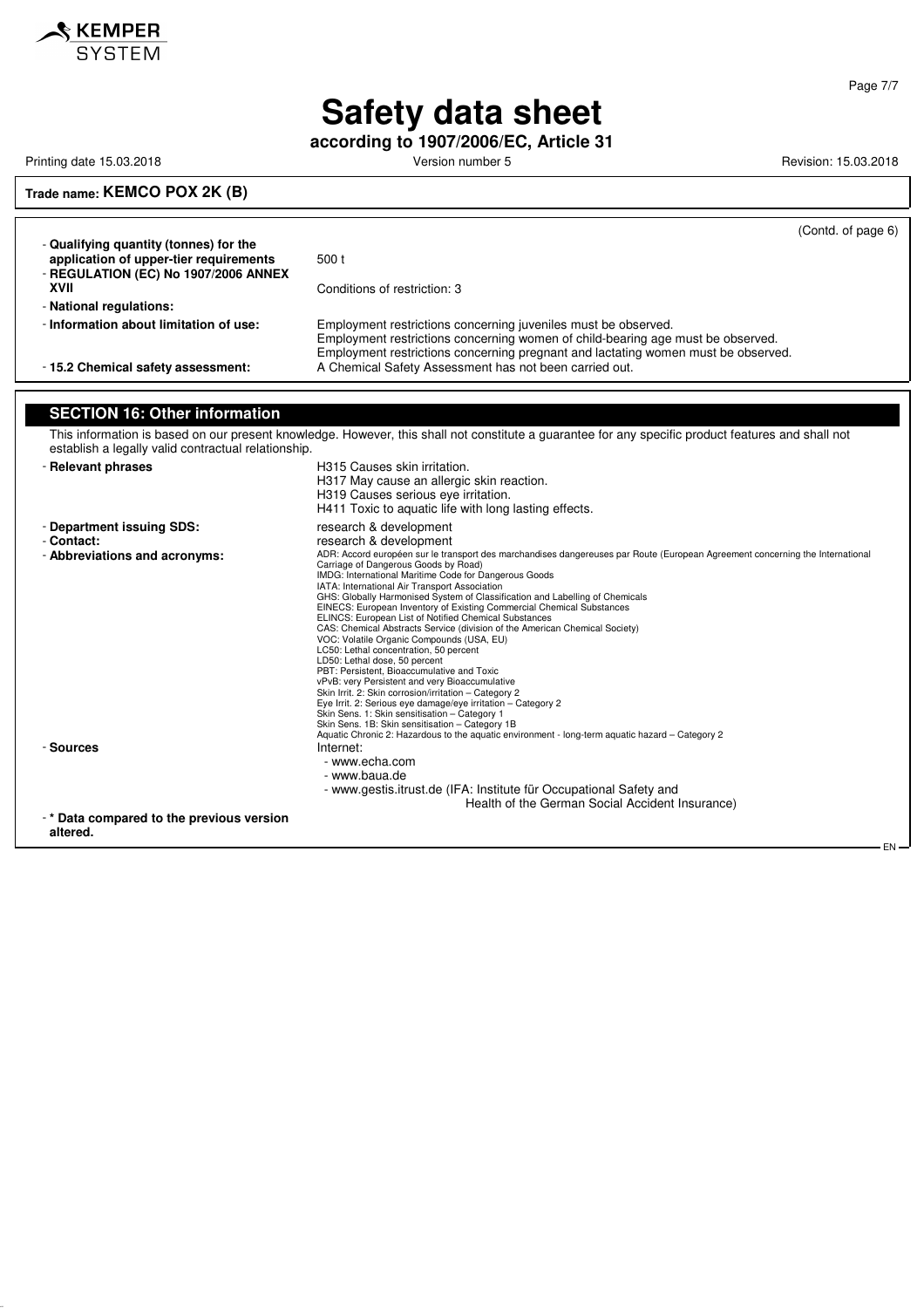**Trade name: KEMCO POX 2K (B)**

(Contd. of page 6)

- **Qualifying quantity (tonnes) for the application of upper-tier requirements** 500 t
- **REGULATION (EC) No 1907/2006 ANNEX XVII** Conditions of restriction: 3
- **National regulations:**
- **Information about limitation of use:** Employment restrictions concerning juveniles must be observed.
  Employment restrictions concerning women of child-bearing age must be observed.
  Employment restrictions concerning pregnant and lactating women must be observed.
- **15.2 Chemical safety assessment:** A Chemical Safety Assessment has not been carried out.

## SECTION 16: Other information

This information is based on our present knowledge. However, this shall not constitute a guarantee for any specific product features and shall not establish a legally valid contractual relationship.

- **Relevant phrases**
  H315 Causes skin irritation.
  H317 May cause an allergic skin reaction.
  H319 Causes serious eye irritation.
  H411 Toxic to aquatic life with long lasting effects.
- **Department issuing SDS:** research & development
- **Contact:** research & development
- **Abbreviations and acronyms:**
  ADR: Accord européen sur le transport des marchandises dangereuses par Route (European Agreement concerning the International Carriage of Dangerous Goods by Road)
  IMDG: International Maritime Code for Dangerous Goods
  IATA: International Air Transport Association
  GHS: Globally Harmonised System of Classification and Labelling of Chemicals
  EINECS: European Inventory of Existing Commercial Chemical Substances
  ELINCS: European List of Notified Chemical Substances
  CAS: Chemical Abstracts Service (division of the American Chemical Society)
  VOC: Volatile Organic Compounds (USA, EU)
  LC50: Lethal concentration, 50 percent
  LD50: Lethal dose, 50 percent
  PBT: Persistent, Bioaccumulative and Toxic
  vPvB: very Persistent and very Bioaccumulative
  Skin Irrit. 2: Skin corrosion/irritation – Category 2
  Eye Irrit. 2: Serious eye damage/eye irritation – Category 2
  Skin Sens. 1: Skin sensitisation – Category 1
  Skin Sens. 1B: Skin sensitisation – Category 1B
  Aquatic Chronic 2: Hazardous to the aquatic environment - long-term aquatic hazard – Category 2
- **Sources**
  Internet:
  - www.echa.com
  - www.baua.de
  - www.gestis.itrust.de (IFA: Institute für Occupational Safety and Health of the German Social Accident Insurance)
- **\* Data compared to the previous version altered.**